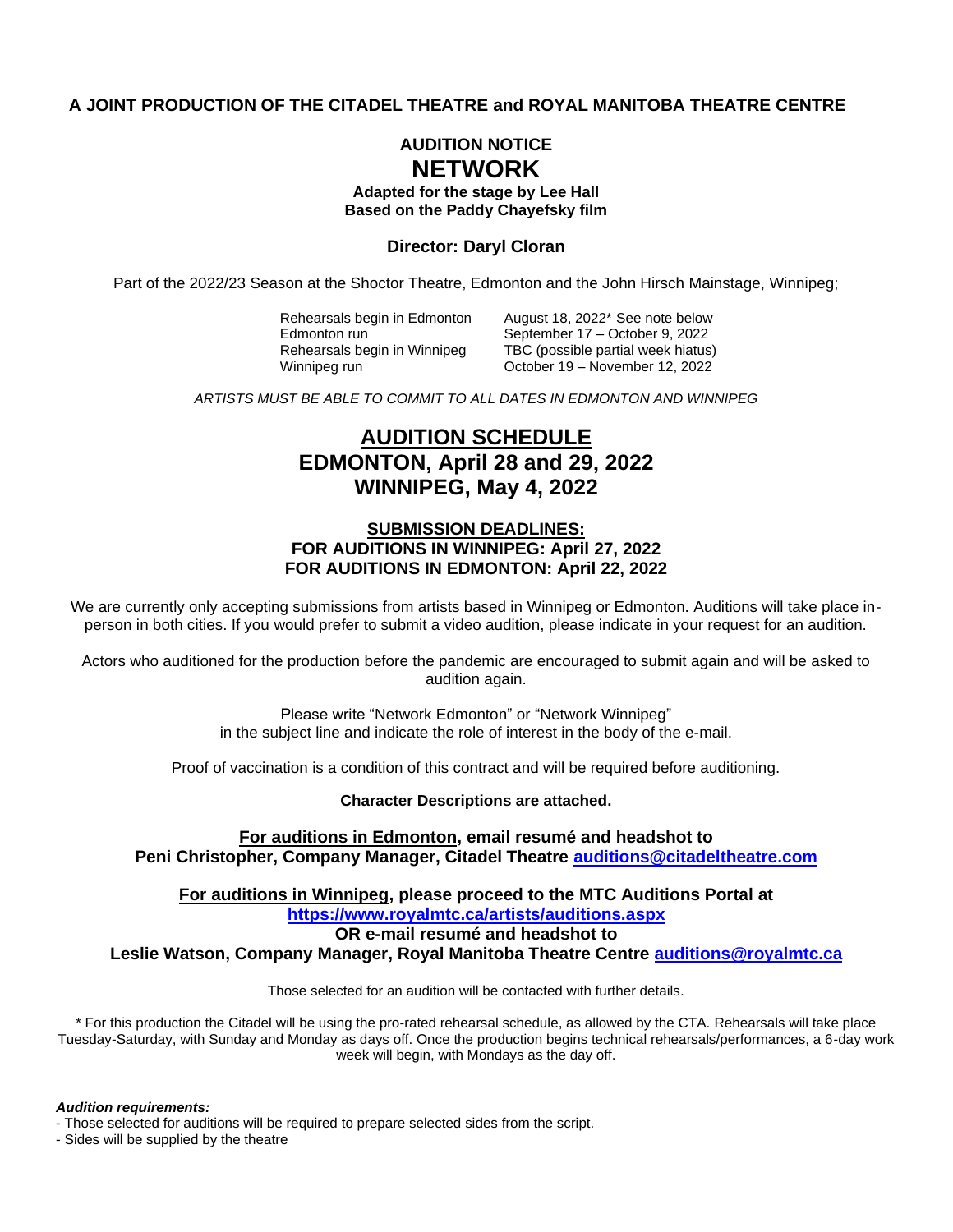**A JOINT PRODUCTION OF THE CITADEL THEATRE and ROYAL MANITOBA THEATRE CENTRE**

**AUDITION NOTICE**

# NETWORK

**Adapted for the stage by Lee Hall**
**Based on the Paddy Chayefsky film**

**Director: Daryl Cloran**

Part of the 2022/23 Season at the Shoctor Theatre, Edmonton and the John Hirsch Mainstage, Winnipeg;

| | |
|---|---|
| Rehearsals begin in Edmonton | August 18, 2022* See note below |
| Edmonton run | September 17 – October 9, 2022 |
| Rehearsals begin in Winnipeg | TBC (possible partial week hiatus) |
| Winnipeg run | October 19 – November 12, 2022 |

*ARTISTS MUST BE ABLE TO COMMIT TO ALL DATES IN EDMONTON AND WINNIPEG*

## AUDITION SCHEDULE
## EDMONTON, April 28 and 29, 2022
## WINNIPEG, May 4, 2022

**SUBMISSION DEADLINES:**
**FOR AUDITIONS IN WINNIPEG: April 27, 2022**
**FOR AUDITIONS IN EDMONTON: April 22, 2022**

We are currently only accepting submissions from artists based in Winnipeg or Edmonton. Auditions will take place in-person in both cities. If you would prefer to submit a video audition, please indicate in your request for an audition.

Actors who auditioned for the production before the pandemic are encouraged to submit again and will be asked to audition again.

Please write "Network Edmonton" or "Network Winnipeg" in the subject line and indicate the role of interest in the body of the e-mail.

Proof of vaccination is a condition of this contract and will be required before auditioning.

**Character Descriptions are attached.**

**For auditions in Edmonton, email resumé and headshot to Peni Christopher, Company Manager, Citadel Theatre auditions@citadeltheatre.com**

**For auditions in Winnipeg, please proceed to the MTC Auditions Portal at https://www.royalmtc.ca/artists/auditions.aspx**
**OR e-mail resumé and headshot to**
**Leslie Watson, Company Manager, Royal Manitoba Theatre Centre auditions@royalmtc.ca**

Those selected for an audition will be contacted with further details.

\* For this production the Citadel will be using the pro-rated rehearsal schedule, as allowed by the CTA. Rehearsals will take place Tuesday-Saturday, with Sunday and Monday as days off. Once the production begins technical rehearsals/performances, a 6-day work week will begin, with Mondays as the day off.

***Audition requirements:***

- Those selected for auditions will be required to prepare selected sides from the script.
- Sides will be supplied by the theatre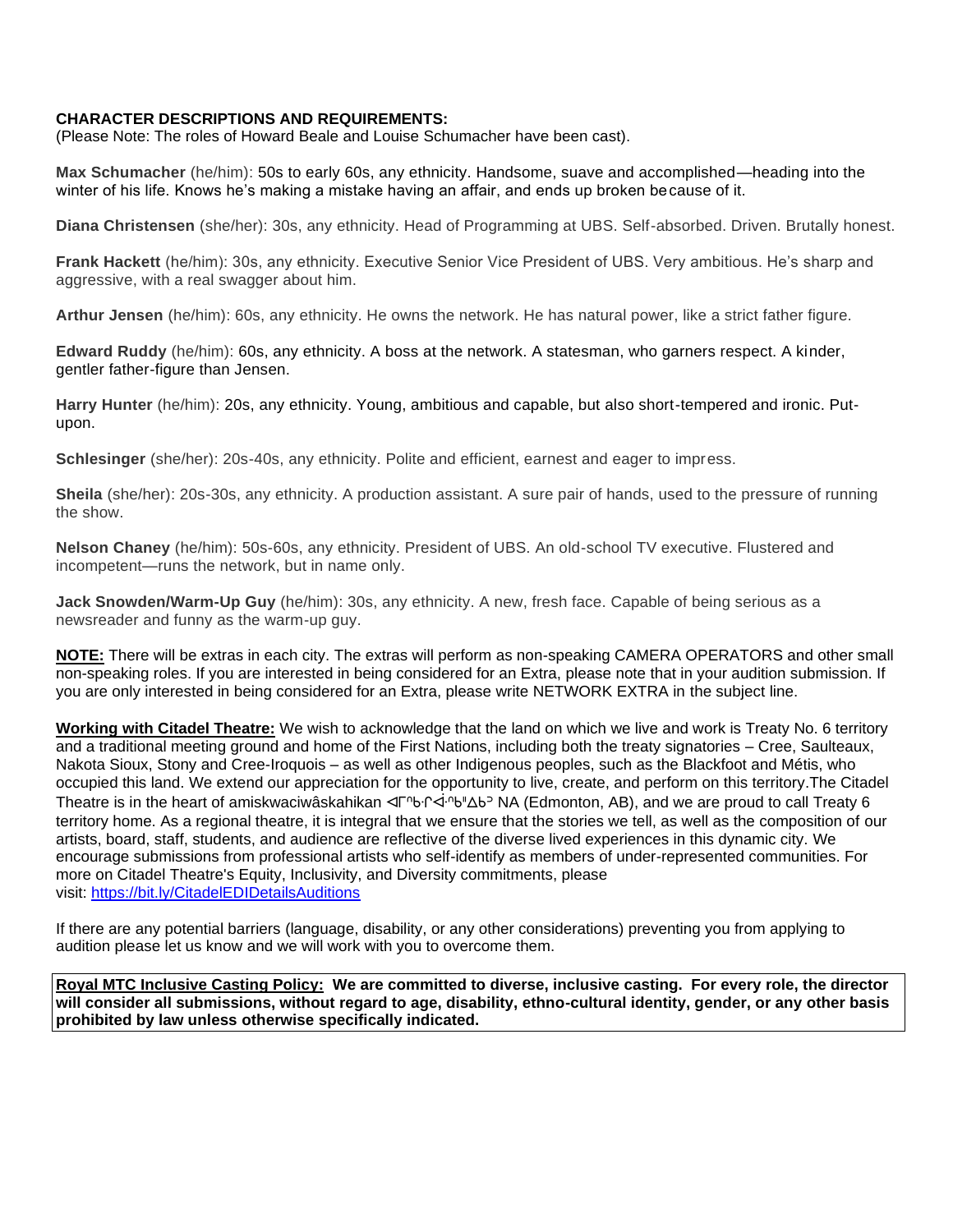**CHARACTER DESCRIPTIONS AND REQUIREMENTS:**
(Please Note: The roles of Howard Beale and Louise Schumacher have been cast).

**Max Schumacher** (he/him): 50s to early 60s, any ethnicity. Handsome, suave and accomplished—heading into the winter of his life. Knows he's making a mistake having an affair, and ends up broken because of it.

**Diana Christensen** (she/her): 30s, any ethnicity. Head of Programming at UBS. Self-absorbed. Driven. Brutally honest.

**Frank Hackett** (he/him): 30s, any ethnicity. Executive Senior Vice President of UBS. Very ambitious. He's sharp and aggressive, with a real swagger about him.

**Arthur Jensen** (he/him): 60s, any ethnicity. He owns the network. He has natural power, like a strict father figure.

**Edward Ruddy** (he/him): 60s, any ethnicity. A boss at the network. A statesman, who garners respect. A kinder, gentler father-figure than Jensen.

**Harry Hunter** (he/him): 20s, any ethnicity. Young, ambitious and capable, but also short-tempered and ironic. Put-upon.

**Schlesinger** (she/her): 20s-40s, any ethnicity. Polite and efficient, earnest and eager to impress.

**Sheila** (she/her): 20s-30s, any ethnicity. A production assistant. A sure pair of hands, used to the pressure of running the show.

**Nelson Chaney** (he/him): 50s-60s, any ethnicity. President of UBS. An old-school TV executive. Flustered and incompetent—runs the network, but in name only.

**Jack Snowden/Warm-Up Guy** (he/him): 30s, any ethnicity. A new, fresh face. Capable of being serious as a newsreader and funny as the warm-up guy.

**NOTE:** There will be extras in each city. The extras will perform as non-speaking CAMERA OPERATORS and other small non-speaking roles. If you are interested in being considered for an Extra, please note that in your audition submission. If you are only interested in being considered for an Extra, please write NETWORK EXTRA in the subject line.

**Working with Citadel Theatre:** We wish to acknowledge that the land on which we live and work is Treaty No. 6 territory and a traditional meeting ground and home of the First Nations, including both the treaty signatories – Cree, Saulteaux, Nakota Sioux, Stony and Cree-Iroquois – as well as other Indigenous peoples, such as the Blackfoot and Métis, who occupied this land. We extend our appreciation for the opportunity to live, create, and perform on this territory.The Citadel Theatre is in the heart of amiskwaciwâskahikan ᐊᒥᐢᑲᐧᒋᐋᐧᐢᑲᐦᐃᑲᐣ NA (Edmonton, AB), and we are proud to call Treaty 6 territory home. As a regional theatre, it is integral that we ensure that the stories we tell, as well as the composition of our artists, board, staff, students, and audience are reflective of the diverse lived experiences in this dynamic city. We encourage submissions from professional artists who self-identify as members of under-represented communities. For more on Citadel Theatre's Equity, Inclusivity, and Diversity commitments, please visit: https://bit.ly/CitadelEDIDetailsAuditions

If there are any potential barriers (language, disability, or any other considerations) preventing you from applying to audition please let us know and we will work with you to overcome them.

**Royal MTC Inclusive Casting Policy: We are committed to diverse, inclusive casting. For every role, the director will consider all submissions, without regard to age, disability, ethno-cultural identity, gender, or any other basis prohibited by law unless otherwise specifically indicated.**